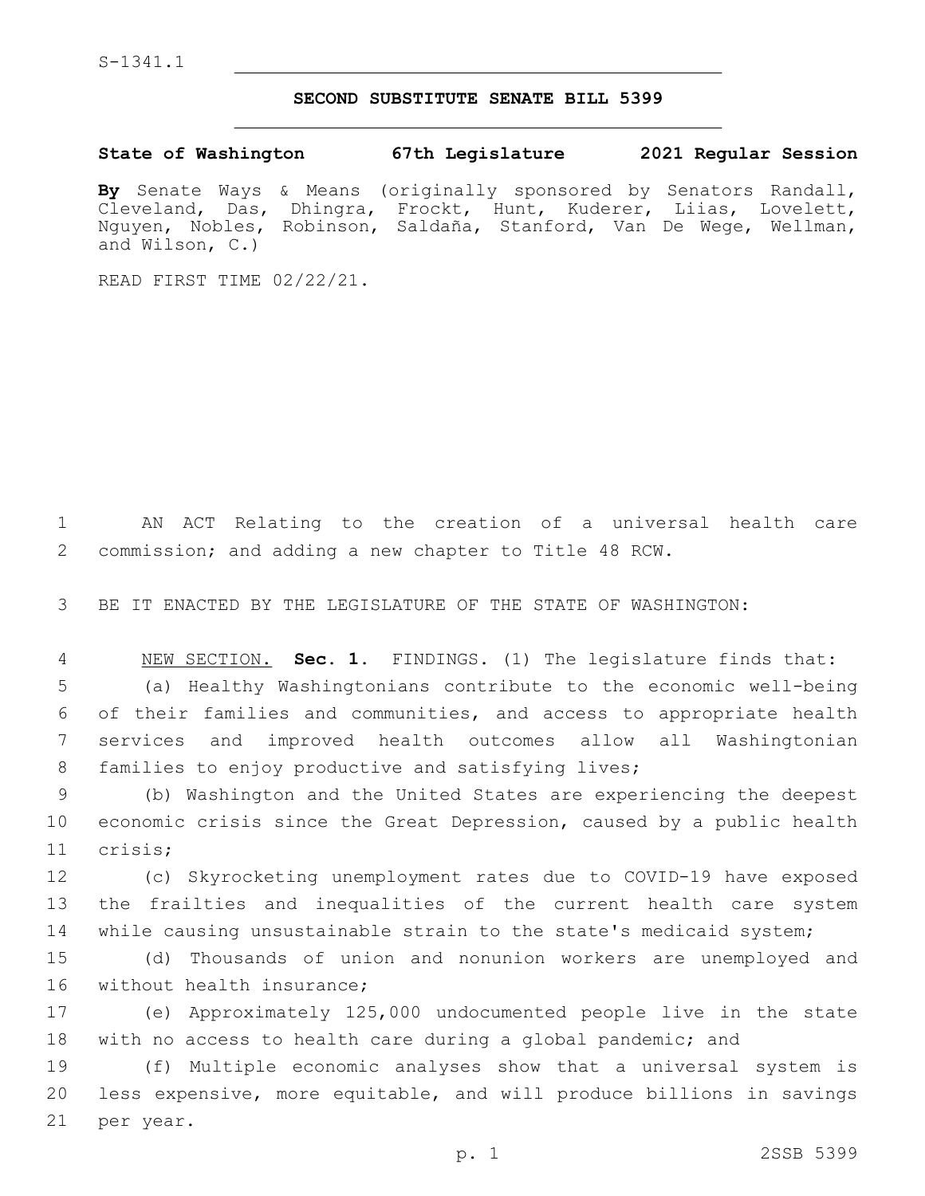S-1341.1

# SECOND SUBSTITUTE SENATE BILL 5399

**State of Washington 67th Legislature 2021 Regular Session**

**By** Senate Ways & Means (originally sponsored by Senators Randall, Cleveland, Das, Dhingra, Frockt, Hunt, Kuderer, Liias, Lovelett, Nguyen, Nobles, Robinson, Saldaña, Stanford, Van De Wege, Wellman, and Wilson, C.)

READ FIRST TIME 02/22/21.

AN ACT Relating to the creation of a universal health care commission; and adding a new chapter to Title 48 RCW.

BE IT ENACTED BY THE LEGISLATURE OF THE STATE OF WASHINGTON:

NEW SECTION. **Sec. 1.** FINDINGS. (1) The legislature finds that:

(a) Healthy Washingtonians contribute to the economic well-being of their families and communities, and access to appropriate health services and improved health outcomes allow all Washingtonian families to enjoy productive and satisfying lives;

(b) Washington and the United States are experiencing the deepest economic crisis since the Great Depression, caused by a public health crisis;

(c) Skyrocketing unemployment rates due to COVID-19 have exposed the frailties and inequalities of the current health care system while causing unsustainable strain to the state's medicaid system;

(d) Thousands of union and nonunion workers are unemployed and without health insurance;

(e) Approximately 125,000 undocumented people live in the state with no access to health care during a global pandemic; and

(f) Multiple economic analyses show that a universal system is less expensive, more equitable, and will produce billions in savings per year.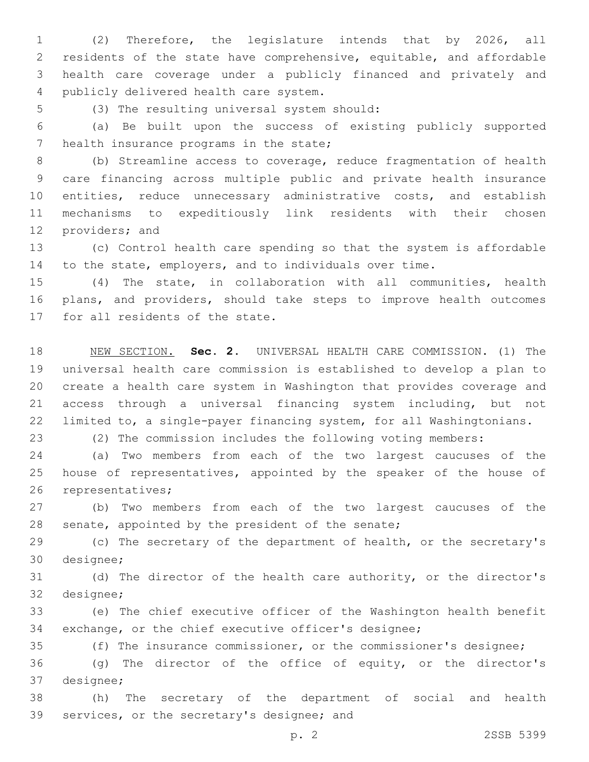(2) Therefore, the legislature intends that by 2026, all residents of the state have comprehensive, equitable, and affordable health care coverage under a publicly financed and privately and publicly delivered health care system.

(3) The resulting universal system should:

(a) Be built upon the success of existing publicly supported health insurance programs in the state;

(b) Streamline access to coverage, reduce fragmentation of health care financing across multiple public and private health insurance entities, reduce unnecessary administrative costs, and establish mechanisms to expeditiously link residents with their chosen providers; and

(c) Control health care spending so that the system is affordable to the state, employers, and to individuals over time.

(4) The state, in collaboration with all communities, health plans, and providers, should take steps to improve health outcomes for all residents of the state.

NEW SECTION. **Sec. 2.** UNIVERSAL HEALTH CARE COMMISSION. (1) The universal health care commission is established to develop a plan to create a health care system in Washington that provides coverage and access through a universal financing system including, but not limited to, a single-payer financing system, for all Washingtonians.

(2) The commission includes the following voting members:

(a) Two members from each of the two largest caucuses of the house of representatives, appointed by the speaker of the house of representatives;

(b) Two members from each of the two largest caucuses of the senate, appointed by the president of the senate;

(c) The secretary of the department of health, or the secretary's designee;

(d) The director of the health care authority, or the director's designee;

(e) The chief executive officer of the Washington health benefit exchange, or the chief executive officer's designee;

(f) The insurance commissioner, or the commissioner's designee;

(g) The director of the office of equity, or the director's designee;

(h) The secretary of the department of social and health services, or the secretary's designee; and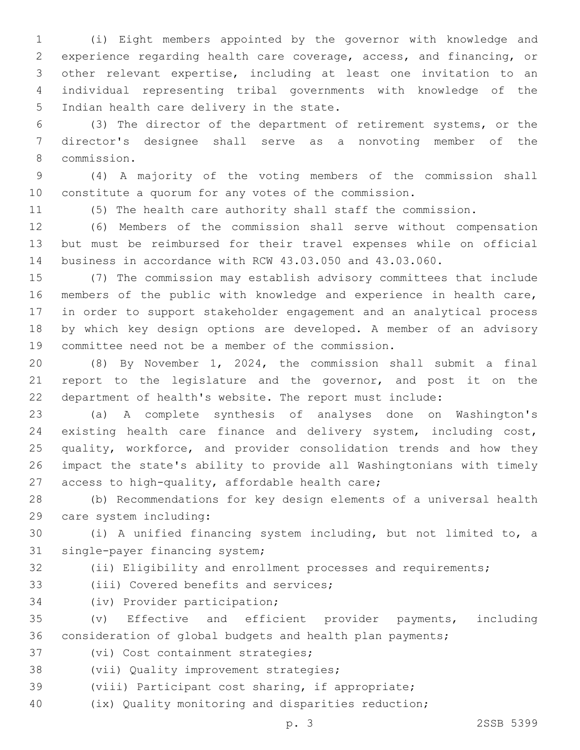(i) Eight members appointed by the governor with knowledge and experience regarding health care coverage, access, and financing, or other relevant expertise, including at least one invitation to an individual representing tribal governments with knowledge of the Indian health care delivery in the state.

(3) The director of the department of retirement systems, or the director's designee shall serve as a nonvoting member of the commission.

(4) A majority of the voting members of the commission shall constitute a quorum for any votes of the commission.

(5) The health care authority shall staff the commission.

(6) Members of the commission shall serve without compensation but must be reimbursed for their travel expenses while on official business in accordance with RCW 43.03.050 and 43.03.060.

(7) The commission may establish advisory committees that include members of the public with knowledge and experience in health care, in order to support stakeholder engagement and an analytical process by which key design options are developed. A member of an advisory committee need not be a member of the commission.

(8) By November 1, 2024, the commission shall submit a final report to the legislature and the governor, and post it on the department of health's website. The report must include:

(a) A complete synthesis of analyses done on Washington's existing health care finance and delivery system, including cost, quality, workforce, and provider consolidation trends and how they impact the state's ability to provide all Washingtonians with timely access to high-quality, affordable health care;

(b) Recommendations for key design elements of a universal health care system including:

(i) A unified financing system including, but not limited to, a single-payer financing system;

(ii) Eligibility and enrollment processes and requirements;

(iii) Covered benefits and services;

(iv) Provider participation;

(v) Effective and efficient provider payments, including consideration of global budgets and health plan payments;

(vi) Cost containment strategies;

(vii) Quality improvement strategies;

(viii) Participant cost sharing, if appropriate;

(ix) Quality monitoring and disparities reduction;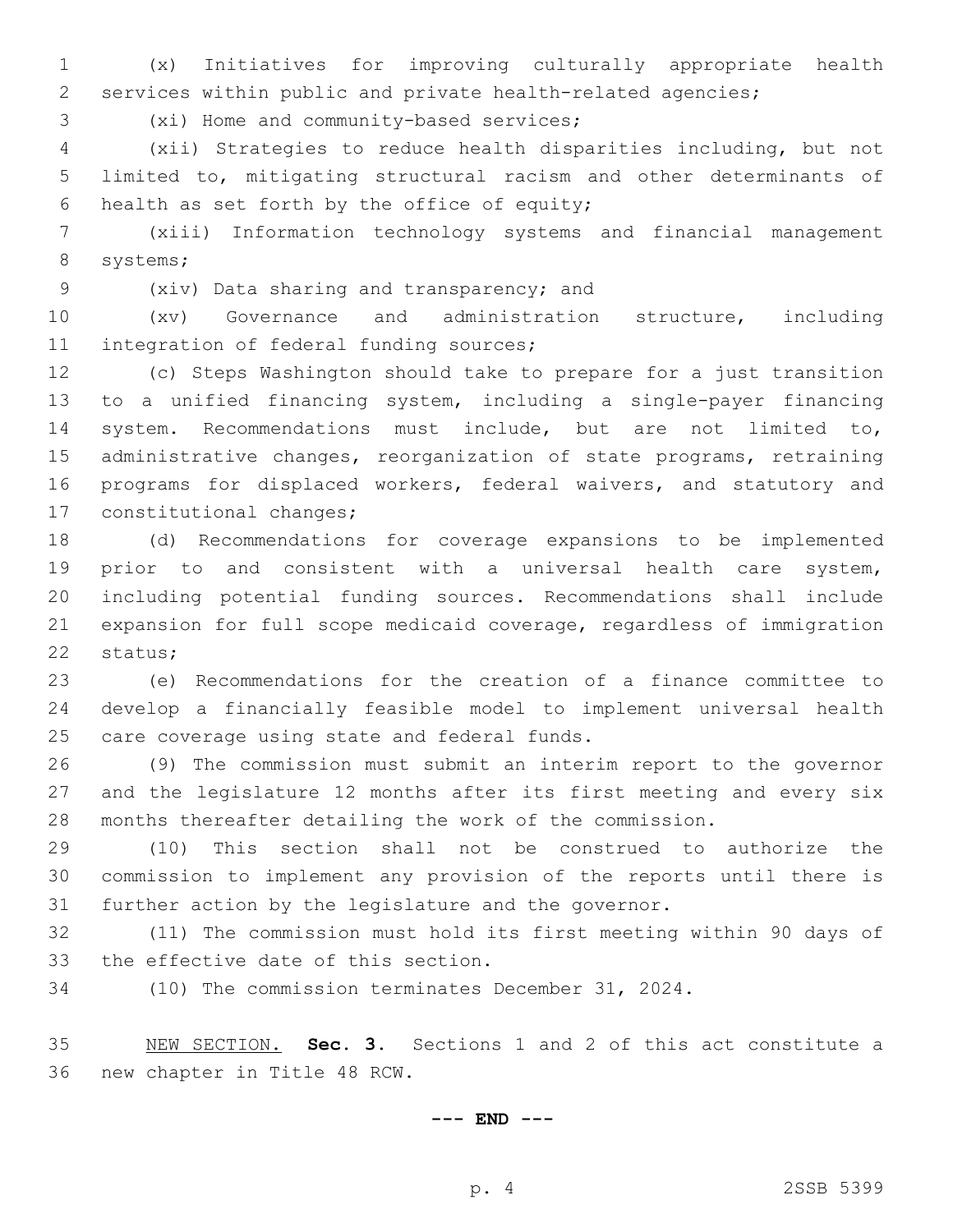(x) Initiatives for improving culturally appropriate health services within public and private health-related agencies;

(xi) Home and community-based services;

(xii) Strategies to reduce health disparities including, but not limited to, mitigating structural racism and other determinants of health as set forth by the office of equity;

(xiii) Information technology systems and financial management systems;

(xiv) Data sharing and transparency; and

(xv) Governance and administration structure, including integration of federal funding sources;

(c) Steps Washington should take to prepare for a just transition to a unified financing system, including a single-payer financing system. Recommendations must include, but are not limited to, administrative changes, reorganization of state programs, retraining programs for displaced workers, federal waivers, and statutory and constitutional changes;

(d) Recommendations for coverage expansions to be implemented prior to and consistent with a universal health care system, including potential funding sources. Recommendations shall include expansion for full scope medicaid coverage, regardless of immigration status;

(e) Recommendations for the creation of a finance committee to develop a financially feasible model to implement universal health care coverage using state and federal funds.

(9) The commission must submit an interim report to the governor and the legislature 12 months after its first meeting and every six months thereafter detailing the work of the commission.

(10) This section shall not be construed to authorize the commission to implement any provision of the reports until there is further action by the legislature and the governor.

(11) The commission must hold its first meeting within 90 days of the effective date of this section.

(10) The commission terminates December 31, 2024.

NEW SECTION. **Sec. 3.** Sections 1 and 2 of this act constitute a new chapter in Title 48 RCW.

**--- END ---**